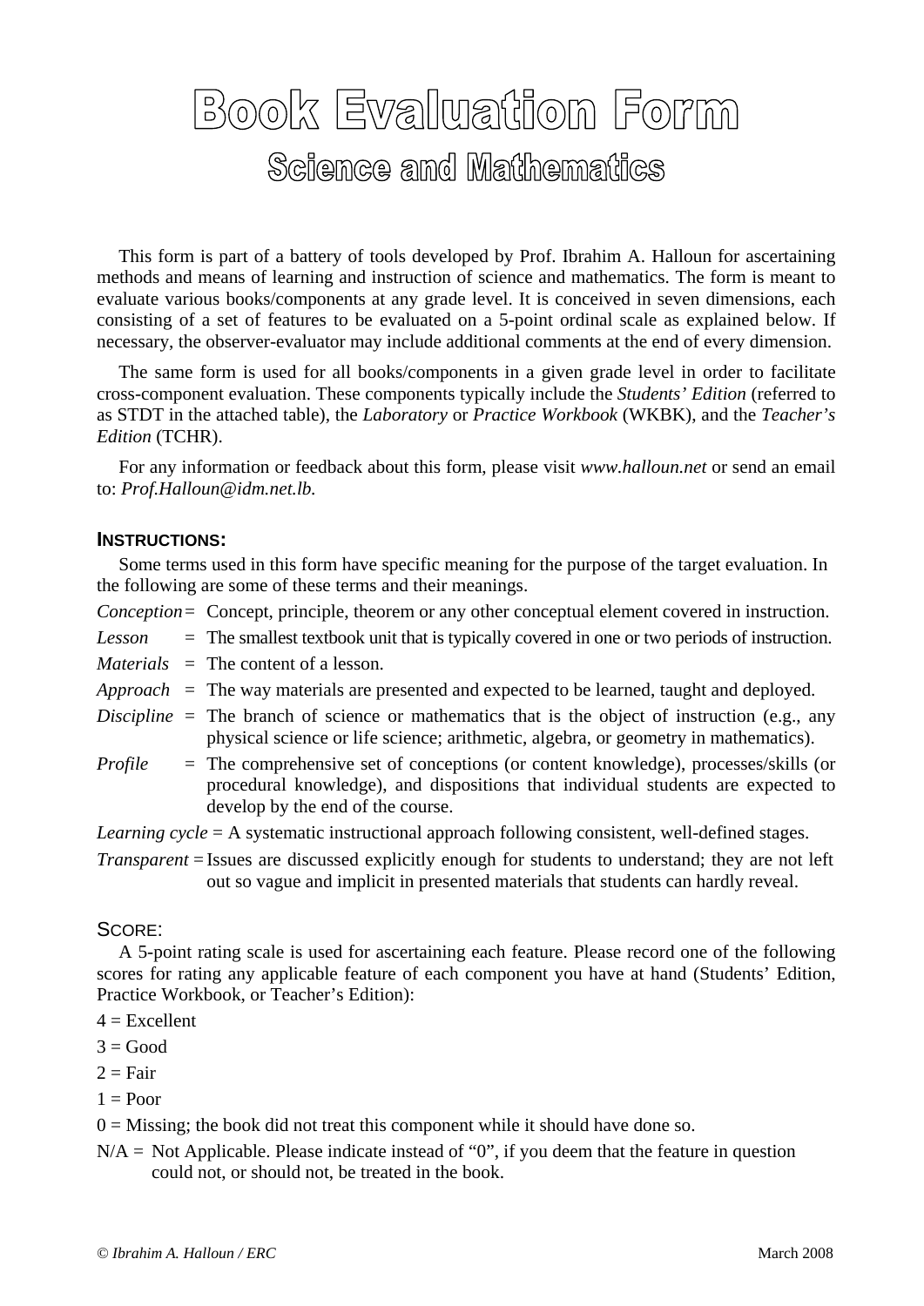# Book Evaluation Form

## Science and Mathematics

This form is part of a battery of tools developed by Prof. Ibrahim A. Halloun for ascertaining methods and means of learning and instruction of science and mathematics. The form is meant to evaluate various books/components at any grade level. It is conceived in seven dimensions, each consisting of a set of features to be evaluated on a 5-point ordinal scale as explained below. If necessary, the observer-evaluator may include additional comments at the end of every dimension.

The same form is used for all books/components in a given grade level in order to facilitate cross-component evaluation. These components typically include the *Students' Edition* (referred to as STDT in the attached table), the *Laboratory* or *Practice Workbook* (WKBK), and the *Teacher's Edition* (TCHR).

For any information or feedback about this form, please visit *www.halloun.net* or send an email to: *Prof.Halloun@idm.net.lb.*

### INSTRUCTIONS:

Some terms used in this form have specific meaning for the purpose of the target evaluation. In the following are some of these terms and their meanings.

*Conception* = Concept, principle, theorem or any other conceptual element covered in instruction.

*Lesson* = The smallest textbook unit that is typically covered in one or two periods of instruction.

*Materials* = The content of a lesson.

*Approach* = The way materials are presented and expected to be learned, taught and deployed.

*Discipline* = The branch of science or mathematics that is the object of instruction (e.g., any physical science or life science; arithmetic, algebra, or geometry in mathematics).

*Profile* = The comprehensive set of conceptions (or content knowledge), processes/skills (or procedural knowledge), and dispositions that individual students are expected to develop by the end of the course.

*Learning cycle* = A systematic instructional approach following consistent, well-defined stages.

*Transparent* = Issues are discussed explicitly enough for students to understand; they are not left out so vague and implicit in presented materials that students can hardly reveal.

### SCORE:

A 5-point rating scale is used for ascertaining each feature. Please record one of the following scores for rating any applicable feature of each component you have at hand (Students' Edition, Practice Workbook, or Teacher's Edition):

4 = Excellent

3 = Good

2 = Fair

1 = Poor

0 = Missing; the book did not treat this component while it should have done so.

N/A = Not Applicable. Please indicate instead of "0", if you deem that the feature in question could not, or should not, be treated in the book.

*© Ibrahim A. Halloun / ERC* March 2008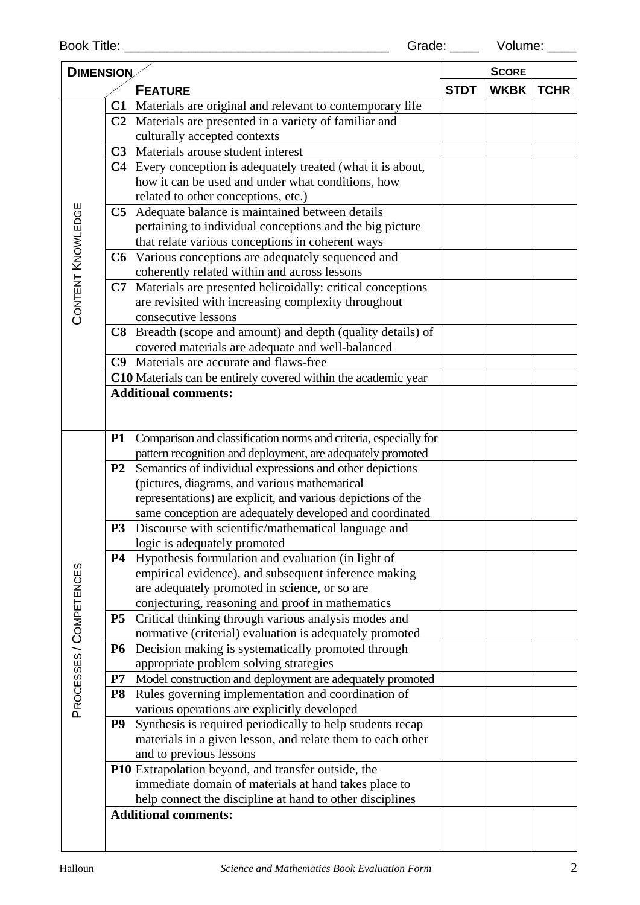Book Title: ____________________________________ Grade: ____ Volume: ____

| DIMENSION | FEATURE | SCORE STDT | SCORE WKBK | SCORE TCHR |
|---|---|---|---|---|
| CONTENT KNOWLEDGE | **C1** Materials are original and relevant to contemporary life | | | |
| | **C2** Materials are presented in a variety of familiar and culturally accepted contexts | | | |
| | **C3** Materials arouse student interest | | | |
| | **C4** Every conception is adequately treated (what it is about, how it can be used and under what conditions, how related to other conceptions, etc.) | | | |
| | **C5** Adequate balance is maintained between details pertaining to individual conceptions and the big picture that relate various conceptions in coherent ways | | | |
| | **C6** Various conceptions are adequately sequenced and coherently related within and across lessons | | | |
| | **C7** Materials are presented helicoidally: critical conceptions are revisited with increasing complexity throughout consecutive lessons | | | |
| | **C8** Breadth (scope and amount) and depth (quality details) of covered materials are adequate and well-balanced | | | |
| | **C9** Materials are accurate and flaws-free | | | |
| | **C10** Materials can be entirely covered within the academic year | | | |
| | **Additional comments:** | | | |
| PROCESSES / COMPETENCES | **P1** Comparison and classification norms and criteria, especially for pattern recognition and deployment, are adequately promoted | | | |
| | **P2** Semantics of individual expressions and other depictions (pictures, diagrams, and various mathematical representations) are explicit, and various depictions of the same conception are adequately developed and coordinated | | | |
| | **P3** Discourse with scientific/mathematical language and logic is adequately promoted | | | |
| | **P4** Hypothesis formulation and evaluation (in light of empirical evidence), and subsequent inference making are adequately promoted in science, or so are conjecturing, reasoning and proof in mathematics | | | |
| | **P5** Critical thinking through various analysis modes and normative (criterial) evaluation is adequately promoted | | | |
| | **P6** Decision making is systematically promoted through appropriate problem solving strategies | | | |
| | **P7** Model construction and deployment are adequately promoted | | | |
| | **P8** Rules governing implementation and coordination of various operations are explicitly developed | | | |
| | **P9** Synthesis is required periodically to help students recap materials in a given lesson, and relate them to each other and to previous lessons | | | |
| | **P10** Extrapolation beyond, and transfer outside, the immediate domain of materials at hand takes place to help connect the discipline at hand to other disciplines | | | |
| | **Additional comments:** | | | |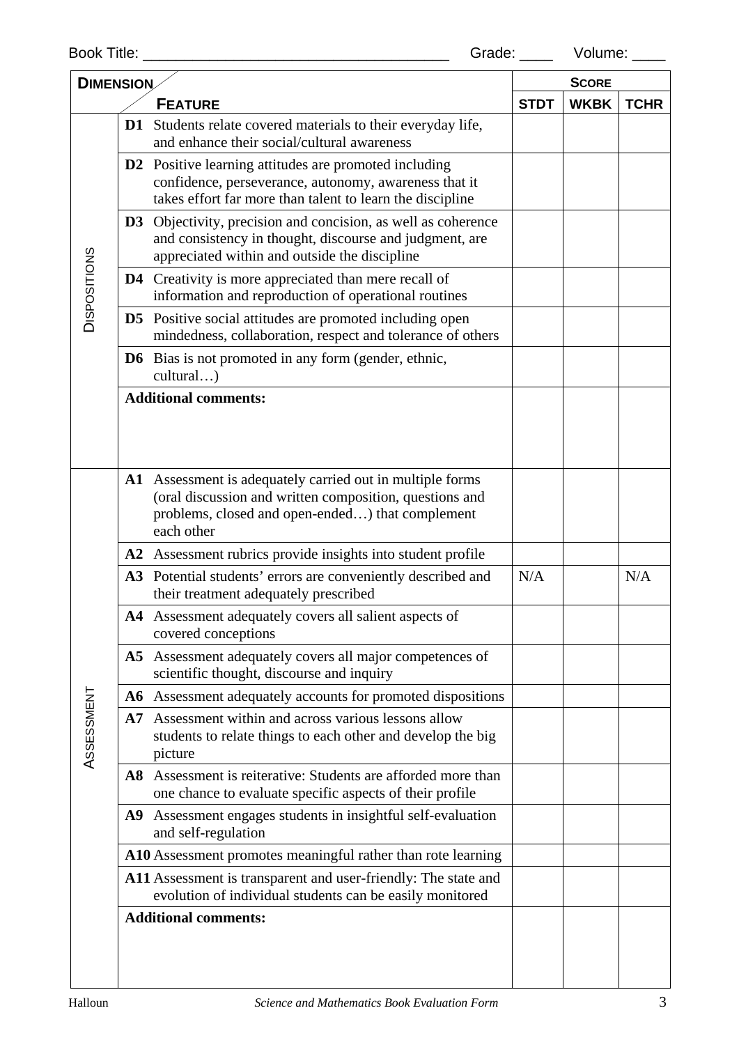Book Title: ____________________________________ Grade: ____ Volume: ____

| DIMENSION | FEATURE | SCORE | | |
|---|---|---|---|---|
| | | STDT | WKBK | TCHR |
| DISPOSITIONS | **D1** Students relate covered materials to their everyday life, and enhance their social/cultural awareness | | | |
| | **D2** Positive learning attitudes are promoted including confidence, perseverance, autonomy, awareness that it takes effort far more than talent to learn the discipline | | | |
| | **D3** Objectivity, precision and concision, as well as coherence and consistency in thought, discourse and judgment, are appreciated within and outside the discipline | | | |
| | **D4** Creativity is more appreciated than mere recall of information and reproduction of operational routines | | | |
| | **D5** Positive social attitudes are promoted including open mindedness, collaboration, respect and tolerance of others | | | |
| | **D6** Bias is not promoted in any form (gender, ethnic, cultural…) | | | |
| | **Additional comments:** | | | |
| ASSESSMENT | **A1** Assessment is adequately carried out in multiple forms (oral discussion and written composition, questions and problems, closed and open-ended…) that complement each other | | | |
| | **A2** Assessment rubrics provide insights into student profile | | | |
| | **A3** Potential students' errors are conveniently described and their treatment adequately prescribed | N/A | | N/A |
| | **A4** Assessment adequately covers all salient aspects of covered conceptions | | | |
| | **A5** Assessment adequately covers all major competences of scientific thought, discourse and inquiry | | | |
| | **A6** Assessment adequately accounts for promoted dispositions | | | |
| | **A7** Assessment within and across various lessons allow students to relate things to each other and develop the big picture | | | |
| | **A8** Assessment is reiterative: Students are afforded more than one chance to evaluate specific aspects of their profile | | | |
| | **A9** Assessment engages students in insightful self-evaluation and self-regulation | | | |
| | **A10** Assessment promotes meaningful rather than rote learning | | | |
| | **A11** Assessment is transparent and user-friendly: The state and evolution of individual students can be easily monitored | | | |
| | **Additional comments:** | | | |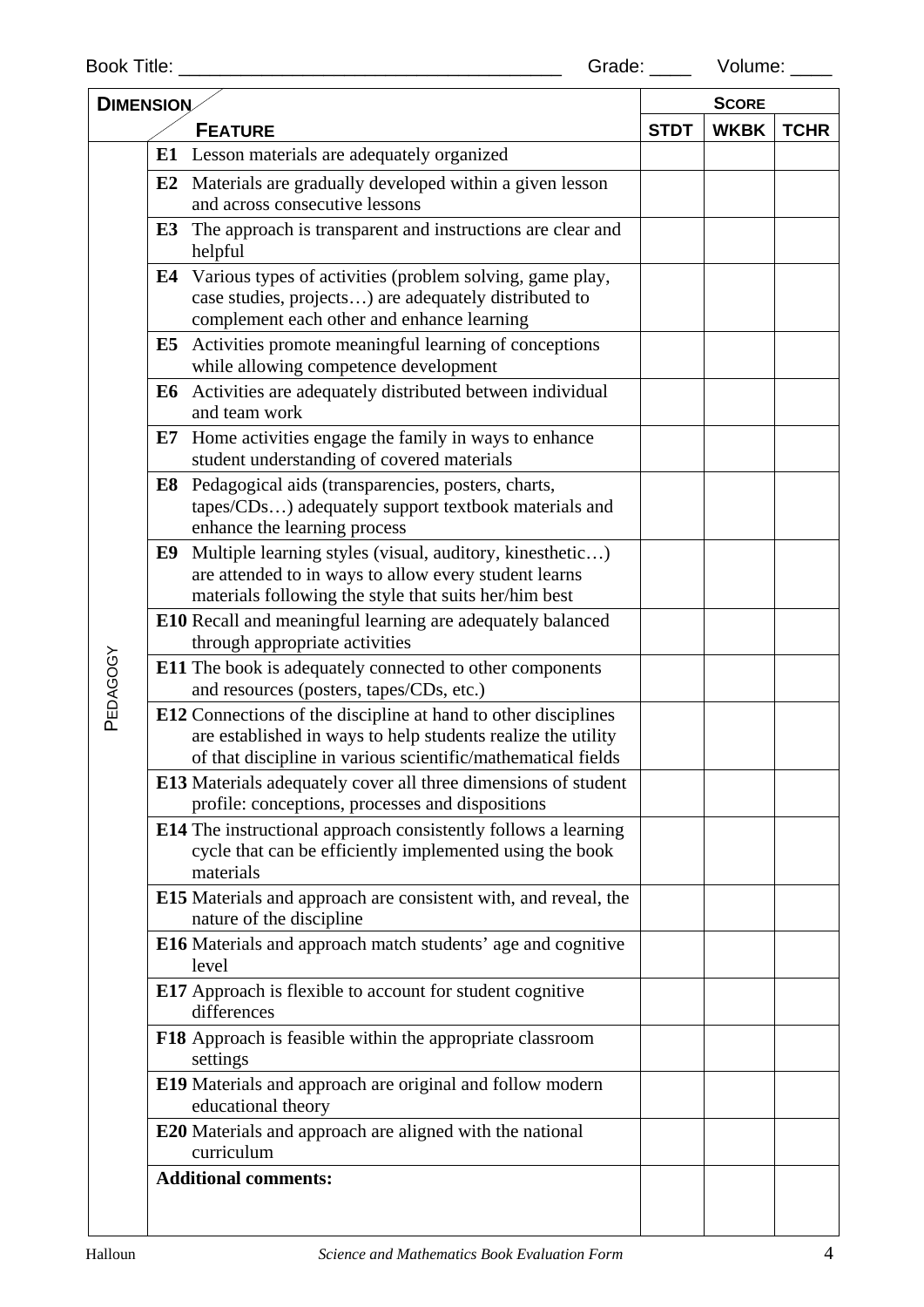Book Title: ____________________________________ Grade: ____ Volume: ____

| DIMENSION | FEATURE | SCORE | | |
|---|---|---|---|---|
| | | STDT | WKBK | TCHR |
| PEDAGOGY | **E1** Lesson materials are adequately organized | | | |
| | **E2** Materials are gradually developed within a given lesson and across consecutive lessons | | | |
| | **E3** The approach is transparent and instructions are clear and helpful | | | |
| | **E4** Various types of activities (problem solving, game play, case studies, projects…) are adequately distributed to complement each other and enhance learning | | | |
| | **E5** Activities promote meaningful learning of conceptions while allowing competence development | | | |
| | **E6** Activities are adequately distributed between individual and team work | | | |
| | **E7** Home activities engage the family in ways to enhance student understanding of covered materials | | | |
| | **E8** Pedagogical aids (transparencies, posters, charts, tapes/CDs…) adequately support textbook materials and enhance the learning process | | | |
| | **E9** Multiple learning styles (visual, auditory, kinesthetic…) are attended to in ways to allow every student learns materials following the style that suits her/him best | | | |
| | **E10** Recall and meaningful learning are adequately balanced through appropriate activities | | | |
| | **E11** The book is adequately connected to other components and resources (posters, tapes/CDs, etc.) | | | |
| | **E12** Connections of the discipline at hand to other disciplines are established in ways to help students realize the utility of that discipline in various scientific/mathematical fields | | | |
| | **E13** Materials adequately cover all three dimensions of student profile: conceptions, processes and dispositions | | | |
| | **E14** The instructional approach consistently follows a learning cycle that can be efficiently implemented using the book materials | | | |
| | **E15** Materials and approach are consistent with, and reveal, the nature of the discipline | | | |
| | **E16** Materials and approach match students' age and cognitive level | | | |
| | **E17** Approach is flexible to account for student cognitive differences | | | |
| | **F18** Approach is feasible within the appropriate classroom settings | | | |
| | **E19** Materials and approach are original and follow modern educational theory | | | |
| | **E20** Materials and approach are aligned with the national curriculum | | | |
| | **Additional comments:** | | | |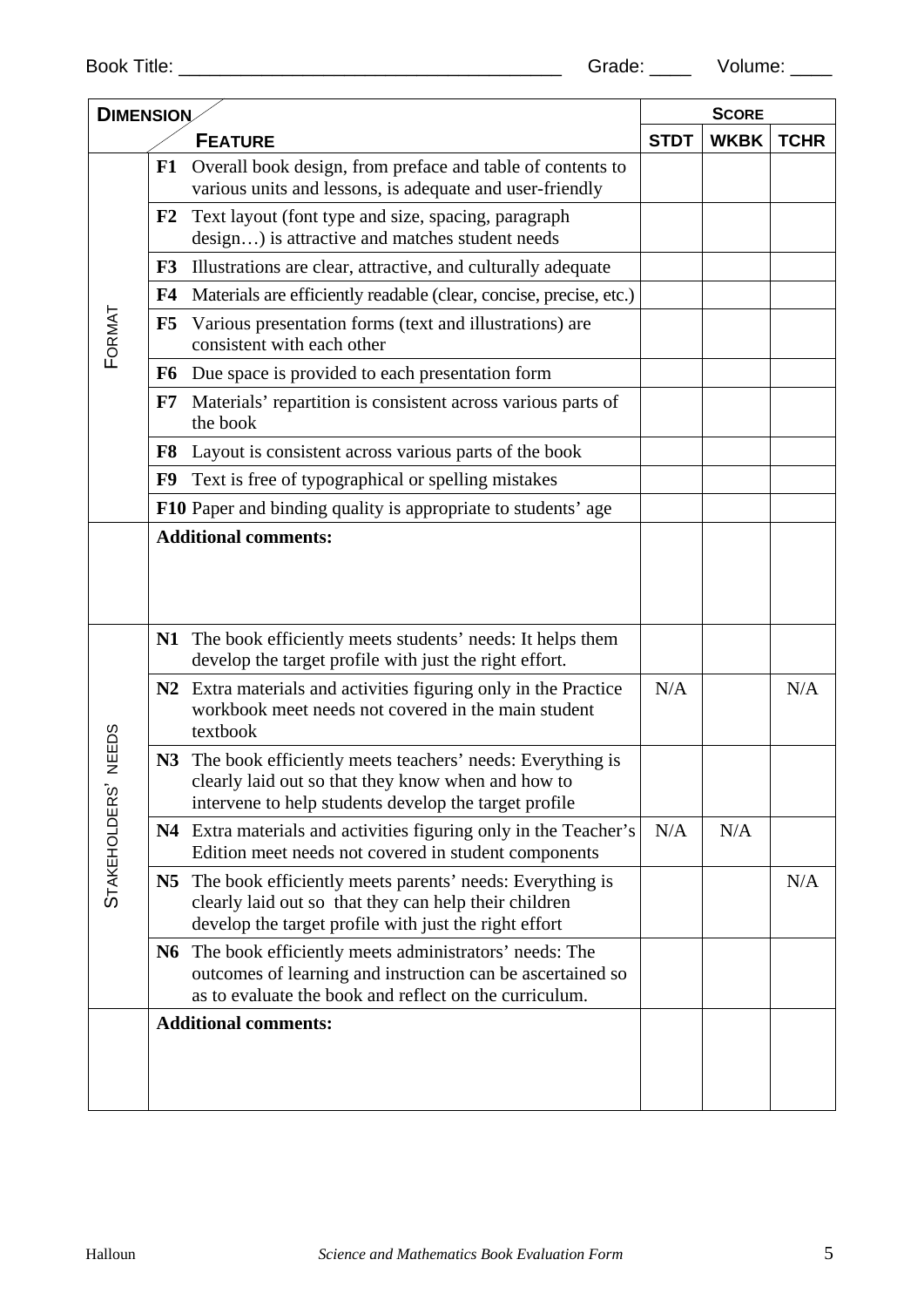Book Title: ____________________________________ Grade: ____ Volume: ____

| Dimension | Feature | Score STDT | WKBK | TCHR |
|---|---|---|---|---|
| Format | **F1** Overall book design, from preface and table of contents to various units and lessons, is adequate and user-friendly | | | |
| | **F2** Text layout (font type and size, spacing, paragraph design…) is attractive and matches student needs | | | |
| | **F3** Illustrations are clear, attractive, and culturally adequate | | | |
| | **F4** Materials are efficiently readable (clear, concise, precise, etc.) | | | |
| | **F5** Various presentation forms (text and illustrations) are consistent with each other | | | |
| | **F6** Due space is provided to each presentation form | | | |
| | **F7** Materials' repartition is consistent across various parts of the book | | | |
| | **F8** Layout is consistent across various parts of the book | | | |
| | **F9** Text is free of typographical or spelling mistakes | | | |
| | **F10** Paper and binding quality is appropriate to students' age | | | |
| | **Additional comments:** | | | |
| Stakeholders' Needs | **N1** The book efficiently meets students' needs: It helps them develop the target profile with just the right effort. | | | |
| | **N2** Extra materials and activities figuring only in the Practice workbook meet needs not covered in the main student textbook | N/A | | N/A |
| | **N3** The book efficiently meets teachers' needs: Everything is clearly laid out so that they know when and how to intervene to help students develop the target profile | | | |
| | **N4** Extra materials and activities figuring only in the Teacher's Edition meet needs not covered in student components | N/A | N/A | |
| | **N5** The book efficiently meets parents' needs: Everything is clearly laid out so that they can help their children develop the target profile with just the right effort | | | N/A |
| | **N6** The book efficiently meets administrators' needs: The outcomes of learning and instruction can be ascertained so as to evaluate the book and reflect on the curriculum. | | | |
| | **Additional comments:** | | | |